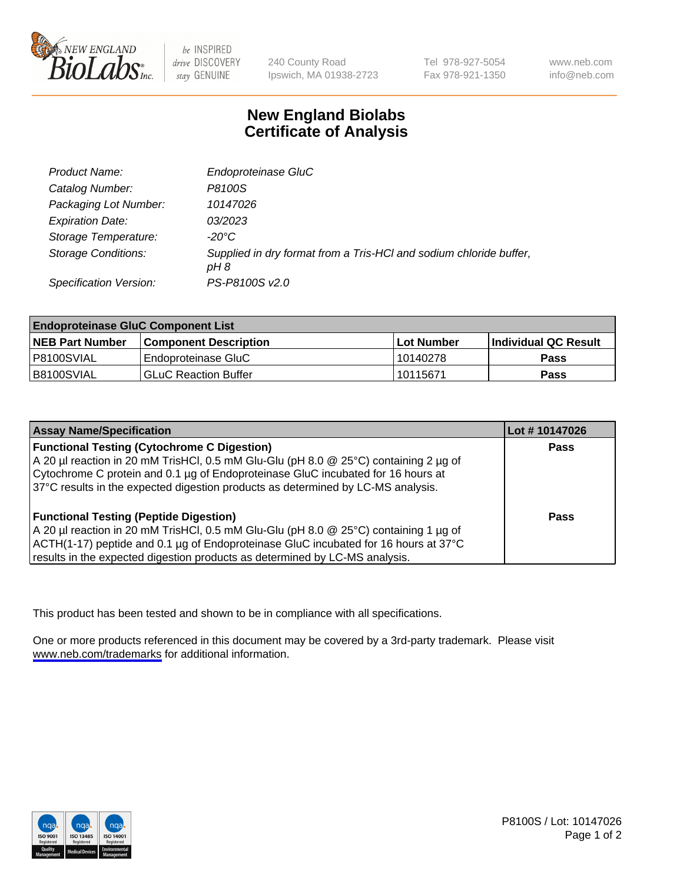# New England Biolabs Certificate of Analysis

| | |
|---|---|
| *Product Name:* | *Endoproteinase GluC* |
| *Catalog Number:* | *P8100S* |
| *Packaging Lot Number:* | *10147026* |
| *Expiration Date:* | *03/2023* |
| *Storage Temperature:* | *-20°C* |
| *Storage Conditions:* | *Supplied in dry format from a Tris-HCl and sodium chloride buffer, pH 8* |
| *Specification Version:* | *PS-P8100S v2.0* |

| **Endoproteinase GluC Component List** | | | |
|---|---|---|---|
| **NEB Part Number** | **Component Description** | **Lot Number** | **Individual QC Result** |
| P8100SVIAL | Endoproteinase GluC | 10140278 | **Pass** |
| B8100SVIAL | GLuC Reaction Buffer | 10115671 | **Pass** |

| **Assay Name/Specification** | **Lot # 10147026** |
|---|---|
| **Functional Testing (Cytochrome C Digestion)**<br>A 20 µl reaction in 20 mM TrisHCl, 0.5 mM Glu-Glu (pH 8.0 @ 25°C) containing 2 µg of Cytochrome C protein and 0.1 µg of Endoproteinase GluC incubated for 16 hours at 37°C results in the expected digestion products as determined by LC-MS analysis. | **Pass** |
| **Functional Testing (Peptide Digestion)**<br>A 20 µl reaction in 20 mM TrisHCl, 0.5 mM Glu-Glu (pH 8.0 @ 25°C) containing 1 µg of ACTH(1-17) peptide and 0.1 µg of Endoproteinase GluC incubated for 16 hours at 37°C results in the expected digestion products as determined by LC-MS analysis. | **Pass** |

This product has been tested and shown to be in compliance with all specifications.

One or more products referenced in this document may be covered by a 3rd-party trademark. Please visit www.neb.com/trademarks for additional information.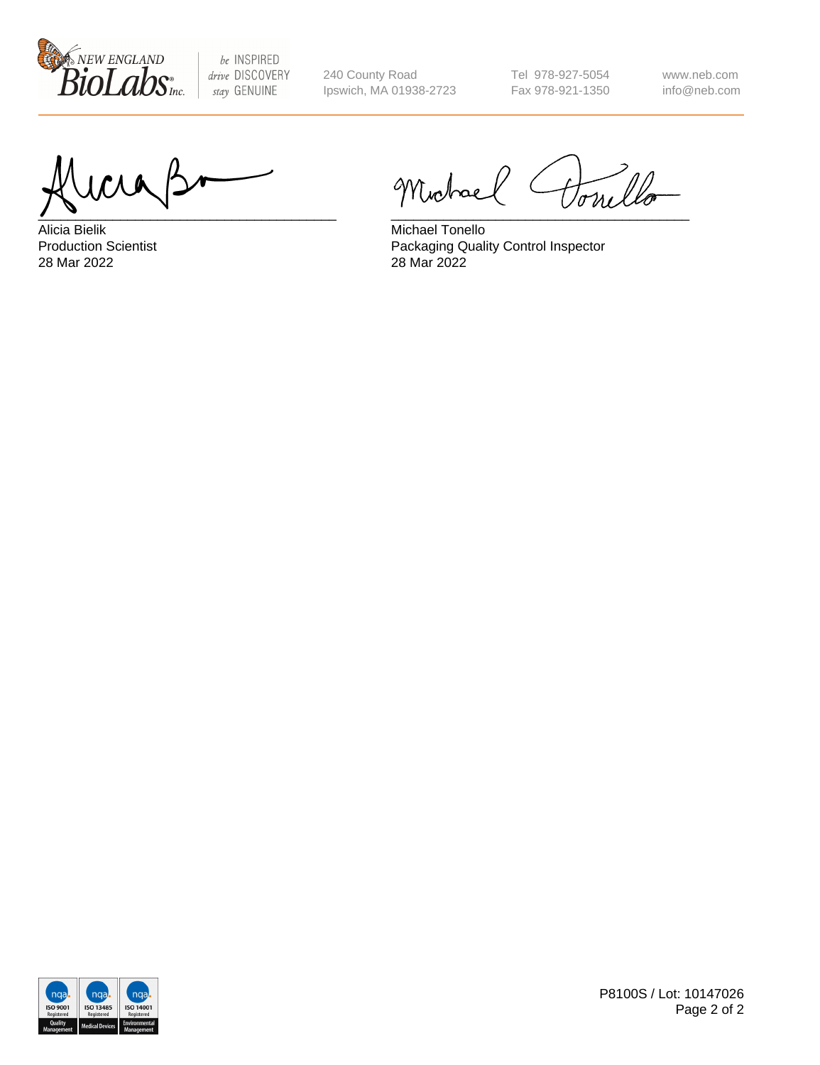240 County Road
Ipswich, MA 01938-2723

Tel 978-927-5054
Fax 978-921-1350

www.neb.com
info@neb.com

Alicia Bielik
Production Scientist
28 Mar 2022

Michael Tonello
Packaging Quality Control Inspector
28 Mar 2022

P8100S / Lot: 10147026